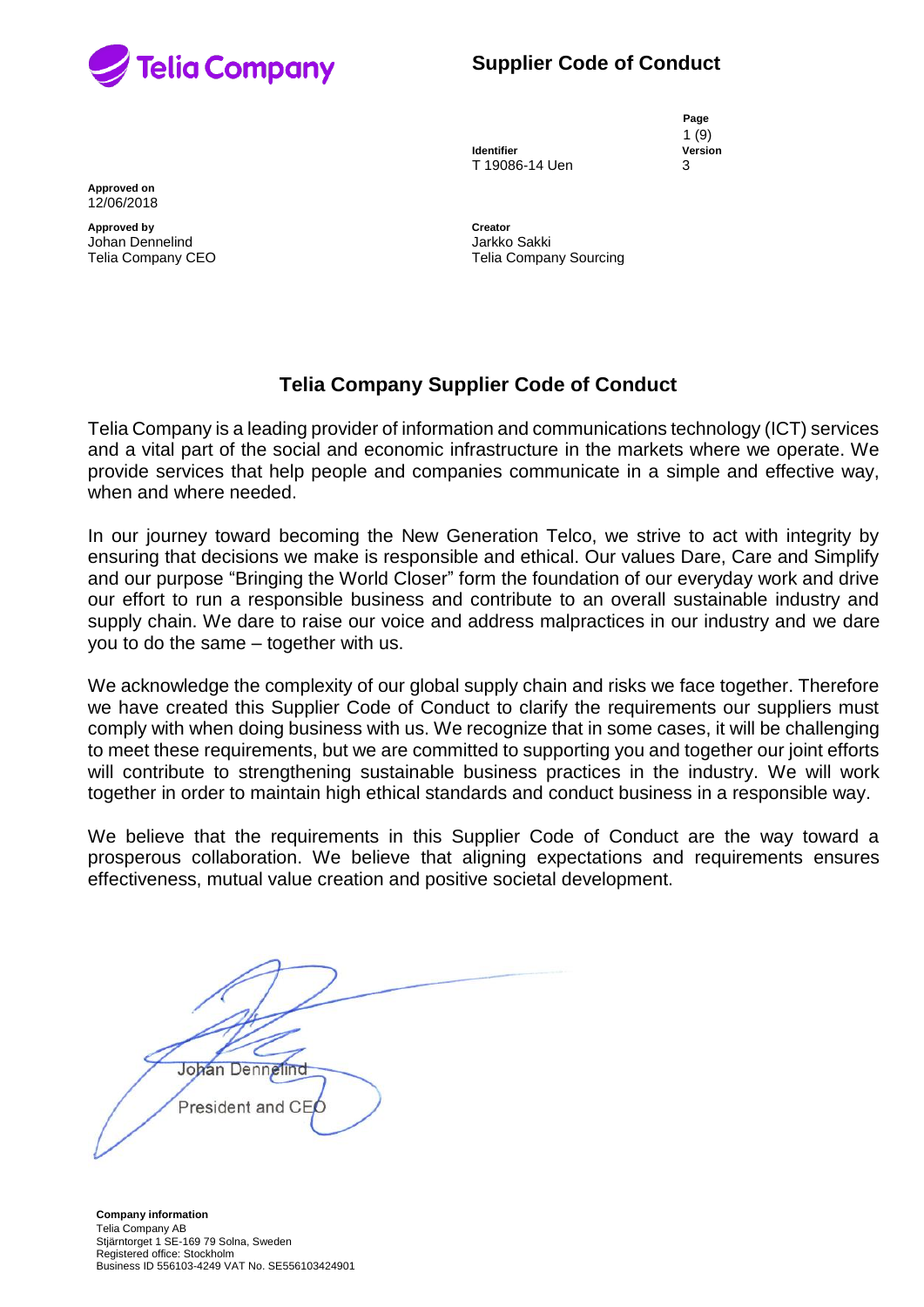**Supplier Code of Conduct**

**Identifier**
T 19086-14 Uen

**Version**
3

**Approved on**
12/06/2018

**Approved by**
Johan Dennelind
Telia Company CEO

**Creator**
Jarkko Sakki
Telia Company Sourcing

# Telia Company Supplier Code of Conduct

Telia Company is a leading provider of information and communications technology (ICT) services and a vital part of the social and economic infrastructure in the markets where we operate. We provide services that help people and companies communicate in a simple and effective way, when and where needed.

In our journey toward becoming the New Generation Telco, we strive to act with integrity by ensuring that decisions we make is responsible and ethical. Our values Dare, Care and Simplify and our purpose "Bringing the World Closer" form the foundation of our everyday work and drive our effort to run a responsible business and contribute to an overall sustainable industry and supply chain. We dare to raise our voice and address malpractices in our industry and we dare you to do the same – together with us.

We acknowledge the complexity of our global supply chain and risks we face together. Therefore we have created this Supplier Code of Conduct to clarify the requirements our suppliers must comply with when doing business with us. We recognize that in some cases, it will be challenging to meet these requirements, but we are committed to supporting you and together our joint efforts will contribute to strengthening sustainable business practices in the industry. We will work together in order to maintain high ethical standards and conduct business in a responsible way.

We believe that the requirements in this Supplier Code of Conduct are the way toward a prosperous collaboration. We believe that aligning expectations and requirements ensures effectiveness, mutual value creation and positive societal development.

Johan Dennelind
President and CEO

**Company information**
Telia Company AB
Stjärntorget 1 SE-169 79 Solna, Sweden
Registered office: Stockholm
Business ID 556103-4249 VAT No. SE556103424901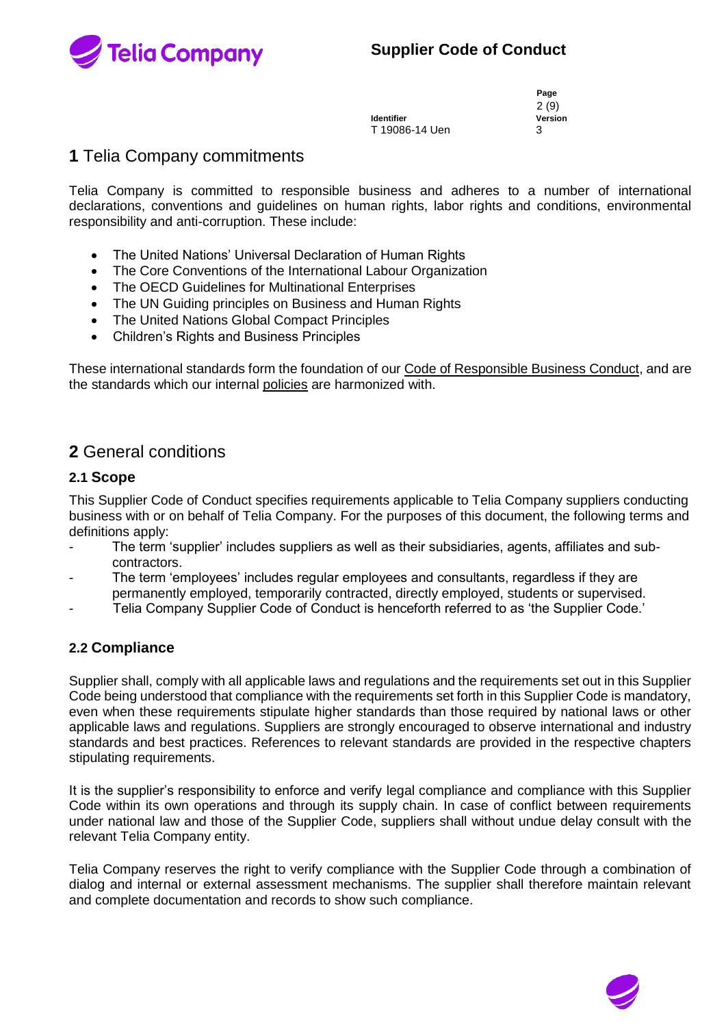# 1 Telia Company commitments

Telia Company is committed to responsible business and adheres to a number of international declarations, conventions and guidelines on human rights, labor rights and conditions, environmental responsibility and anti-corruption. These include:

- The United Nations' Universal Declaration of Human Rights
- The Core Conventions of the International Labour Organization
- The OECD Guidelines for Multinational Enterprises
- The UN Guiding principles on Business and Human Rights
- The United Nations Global Compact Principles
- Children's Rights and Business Principles

These international standards form the foundation of our Code of Responsible Business Conduct, and are the standards which our internal policies are harmonized with.

# 2 General conditions

## 2.1 Scope

This Supplier Code of Conduct specifies requirements applicable to Telia Company suppliers conducting business with or on behalf of Telia Company. For the purposes of this document, the following terms and definitions apply:

- The term 'supplier' includes suppliers as well as their subsidiaries, agents, affiliates and sub-contractors.
- The term 'employees' includes regular employees and consultants, regardless if they are permanently employed, temporarily contracted, directly employed, students or supervised.
- Telia Company Supplier Code of Conduct is henceforth referred to as 'the Supplier Code.'

## 2.2 Compliance

Supplier shall, comply with all applicable laws and regulations and the requirements set out in this Supplier Code being understood that compliance with the requirements set forth in this Supplier Code is mandatory, even when these requirements stipulate higher standards than those required by national laws or other applicable laws and regulations. Suppliers are strongly encouraged to observe international and industry standards and best practices. References to relevant standards are provided in the respective chapters stipulating requirements.

It is the supplier's responsibility to enforce and verify legal compliance and compliance with this Supplier Code within its own operations and through its supply chain. In case of conflict between requirements under national law and those of the Supplier Code, suppliers shall without undue delay consult with the relevant Telia Company entity.

Telia Company reserves the right to verify compliance with the Supplier Code through a combination of dialog and internal or external assessment mechanisms. The supplier shall therefore maintain relevant and complete documentation and records to show such compliance.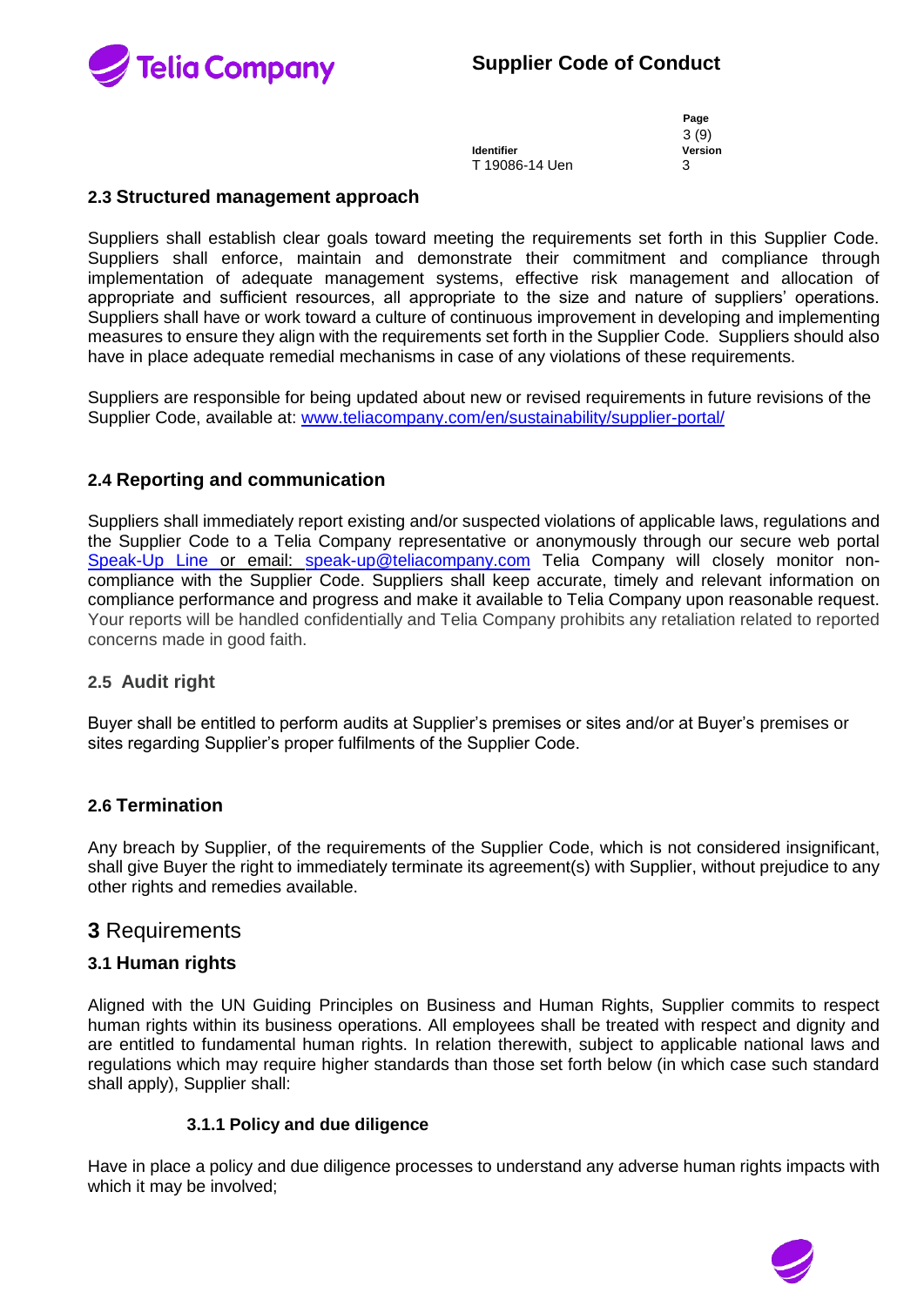## 2.3 Structured management approach

Suppliers shall establish clear goals toward meeting the requirements set forth in this Supplier Code. Suppliers shall enforce, maintain and demonstrate their commitment and compliance through implementation of adequate management systems, effective risk management and allocation of appropriate and sufficient resources, all appropriate to the size and nature of suppliers' operations. Suppliers shall have or work toward a culture of continuous improvement in developing and implementing measures to ensure they align with the requirements set forth in the Supplier Code. Suppliers should also have in place adequate remedial mechanisms in case of any violations of these requirements.

Suppliers are responsible for being updated about new or revised requirements in future revisions of the Supplier Code, available at: www.teliacompany.com/en/sustainability/supplier-portal/

## 2.4 Reporting and communication

Suppliers shall immediately report existing and/or suspected violations of applicable laws, regulations and the Supplier Code to a Telia Company representative or anonymously through our secure web portal Speak-Up Line or email: speak-up@teliacompany.com Telia Company will closely monitor non-compliance with the Supplier Code. Suppliers shall keep accurate, timely and relevant information on compliance performance and progress and make it available to Telia Company upon reasonable request. Your reports will be handled confidentially and Telia Company prohibits any retaliation related to reported concerns made in good faith.

## 2.5 Audit right

Buyer shall be entitled to perform audits at Supplier's premises or sites and/or at Buyer's premises or sites regarding Supplier's proper fulfilments of the Supplier Code.

## 2.6 Termination

Any breach by Supplier, of the requirements of the Supplier Code, which is not considered insignificant, shall give Buyer the right to immediately terminate its agreement(s) with Supplier, without prejudice to any other rights and remedies available.

# 3 Requirements

## 3.1 Human rights

Aligned with the UN Guiding Principles on Business and Human Rights, Supplier commits to respect human rights within its business operations. All employees shall be treated with respect and dignity and are entitled to fundamental human rights. In relation therewith, subject to applicable national laws and regulations which may require higher standards than those set forth below (in which case such standard shall apply), Supplier shall:

### 3.1.1 Policy and due diligence

Have in place a policy and due diligence processes to understand any adverse human rights impacts with which it may be involved;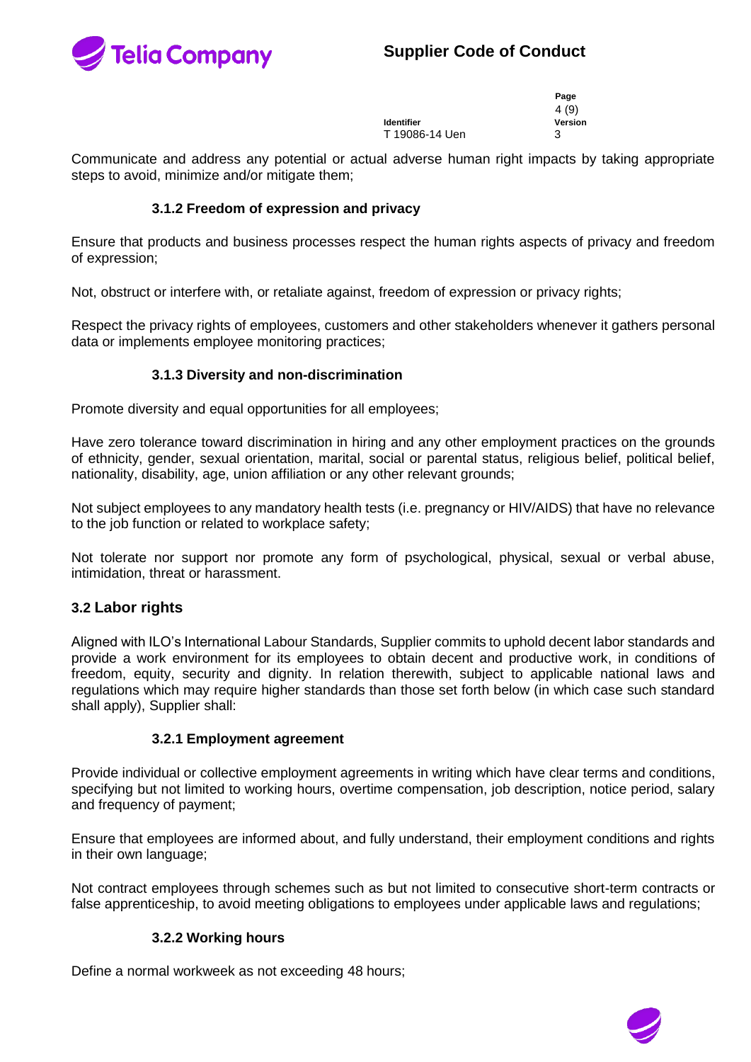Communicate and address any potential or actual adverse human right impacts by taking appropriate steps to avoid, minimize and/or mitigate them;

#### 3.1.2 Freedom of expression and privacy

Ensure that products and business processes respect the human rights aspects of privacy and freedom of expression;

Not, obstruct or interfere with, or retaliate against, freedom of expression or privacy rights;

Respect the privacy rights of employees, customers and other stakeholders whenever it gathers personal data or implements employee monitoring practices;

#### 3.1.3 Diversity and non-discrimination

Promote diversity and equal opportunities for all employees;

Have zero tolerance toward discrimination in hiring and any other employment practices on the grounds of ethnicity, gender, sexual orientation, marital, social or parental status, religious belief, political belief, nationality, disability, age, union affiliation or any other relevant grounds;

Not subject employees to any mandatory health tests (i.e. pregnancy or HIV/AIDS) that have no relevance to the job function or related to workplace safety;

Not tolerate nor support nor promote any form of psychological, physical, sexual or verbal abuse, intimidation, threat or harassment.

### 3.2 Labor rights

Aligned with ILO's International Labour Standards, Supplier commits to uphold decent labor standards and provide a work environment for its employees to obtain decent and productive work, in conditions of freedom, equity, security and dignity. In relation therewith, subject to applicable national laws and regulations which may require higher standards than those set forth below (in which case such standard shall apply), Supplier shall:

#### 3.2.1 Employment agreement

Provide individual or collective employment agreements in writing which have clear terms and conditions, specifying but not limited to working hours, overtime compensation, job description, notice period, salary and frequency of payment;

Ensure that employees are informed about, and fully understand, their employment conditions and rights in their own language;

Not contract employees through schemes such as but not limited to consecutive short-term contracts or false apprenticeship, to avoid meeting obligations to employees under applicable laws and regulations;

#### 3.2.2 Working hours

Define a normal workweek as not exceeding 48 hours;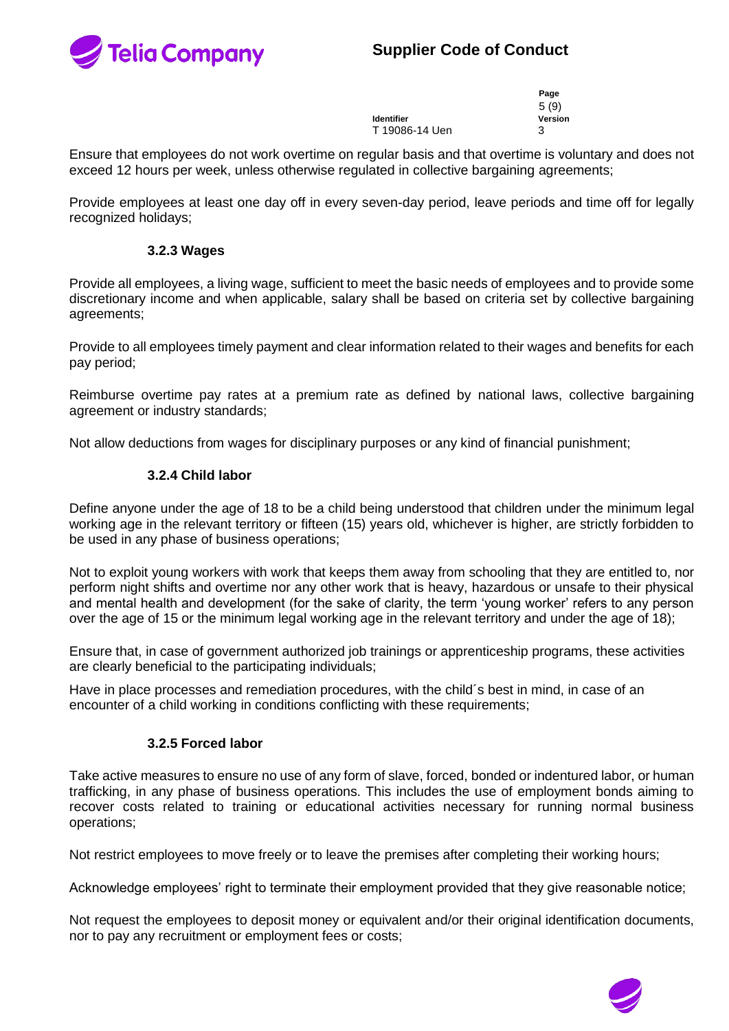Ensure that employees do not work overtime on regular basis and that overtime is voluntary and does not exceed 12 hours per week, unless otherwise regulated in collective bargaining agreements;

Provide employees at least one day off in every seven-day period, leave periods and time off for legally recognized holidays;

#### 3.2.3 Wages

Provide all employees, a living wage, sufficient to meet the basic needs of employees and to provide some discretionary income and when applicable, salary shall be based on criteria set by collective bargaining agreements;

Provide to all employees timely payment and clear information related to their wages and benefits for each pay period;

Reimburse overtime pay rates at a premium rate as defined by national laws, collective bargaining agreement or industry standards;

Not allow deductions from wages for disciplinary purposes or any kind of financial punishment;

#### 3.2.4 Child labor

Define anyone under the age of 18 to be a child being understood that children under the minimum legal working age in the relevant territory or fifteen (15) years old, whichever is higher, are strictly forbidden to be used in any phase of business operations;

Not to exploit young workers with work that keeps them away from schooling that they are entitled to, nor perform night shifts and overtime nor any other work that is heavy, hazardous or unsafe to their physical and mental health and development (for the sake of clarity, the term 'young worker' refers to any person over the age of 15 or the minimum legal working age in the relevant territory and under the age of 18);

Ensure that, in case of government authorized job trainings or apprenticeship programs, these activities are clearly beneficial to the participating individuals;

Have in place processes and remediation procedures, with the child´s best in mind, in case of an encounter of a child working in conditions conflicting with these requirements;

#### 3.2.5 Forced labor

Take active measures to ensure no use of any form of slave, forced, bonded or indentured labor, or human trafficking, in any phase of business operations. This includes the use of employment bonds aiming to recover costs related to training or educational activities necessary for running normal business operations;

Not restrict employees to move freely or to leave the premises after completing their working hours;

Acknowledge employees' right to terminate their employment provided that they give reasonable notice;

Not request the employees to deposit money or equivalent and/or their original identification documents, nor to pay any recruitment or employment fees or costs;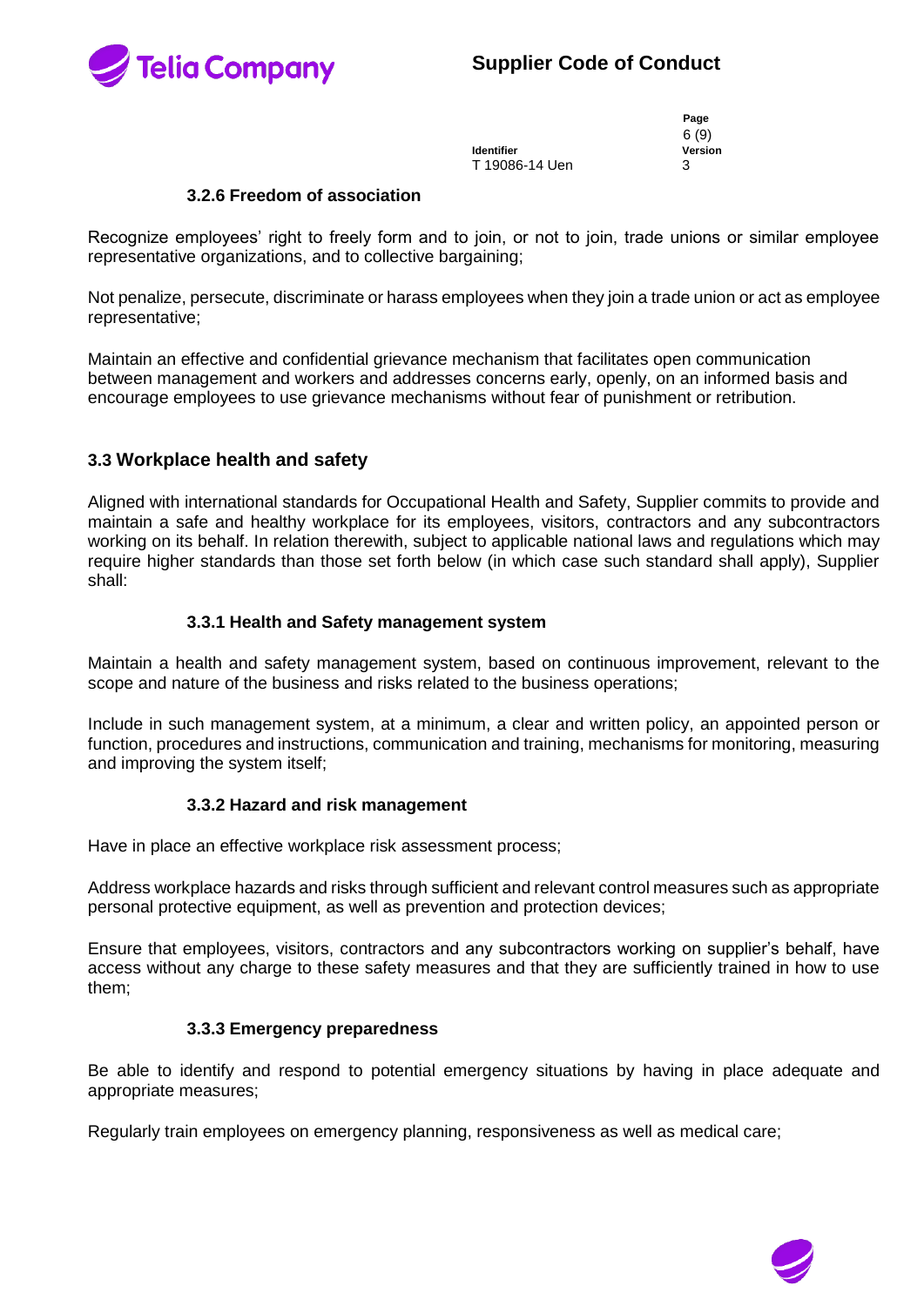#### 3.2.6 Freedom of association

Recognize employees' right to freely form and to join, or not to join, trade unions or similar employee representative organizations, and to collective bargaining;

Not penalize, persecute, discriminate or harass employees when they join a trade union or act as employee representative;

Maintain an effective and confidential grievance mechanism that facilitates open communication between management and workers and addresses concerns early, openly, on an informed basis and encourage employees to use grievance mechanisms without fear of punishment or retribution.

### 3.3 Workplace health and safety

Aligned with international standards for Occupational Health and Safety, Supplier commits to provide and maintain a safe and healthy workplace for its employees, visitors, contractors and any subcontractors working on its behalf. In relation therewith, subject to applicable national laws and regulations which may require higher standards than those set forth below (in which case such standard shall apply), Supplier shall:

#### 3.3.1 Health and Safety management system

Maintain a health and safety management system, based on continuous improvement, relevant to the scope and nature of the business and risks related to the business operations;

Include in such management system, at a minimum, a clear and written policy, an appointed person or function, procedures and instructions, communication and training, mechanisms for monitoring, measuring and improving the system itself;

#### 3.3.2 Hazard and risk management

Have in place an effective workplace risk assessment process;

Address workplace hazards and risks through sufficient and relevant control measures such as appropriate personal protective equipment, as well as prevention and protection devices;

Ensure that employees, visitors, contractors and any subcontractors working on supplier's behalf, have access without any charge to these safety measures and that they are sufficiently trained in how to use them;

#### 3.3.3 Emergency preparedness

Be able to identify and respond to potential emergency situations by having in place adequate and appropriate measures;

Regularly train employees on emergency planning, responsiveness as well as medical care;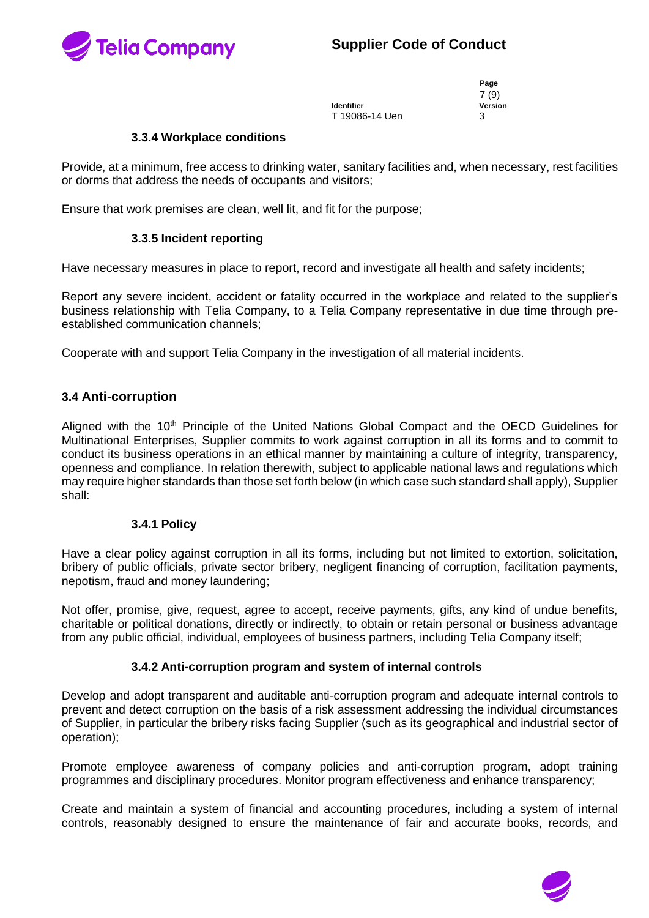#### 3.3.4 Workplace conditions

Provide, at a minimum, free access to drinking water, sanitary facilities and, when necessary, rest facilities or dorms that address the needs of occupants and visitors;

Ensure that work premises are clean, well lit, and fit for the purpose;

#### 3.3.5 Incident reporting

Have necessary measures in place to report, record and investigate all health and safety incidents;

Report any severe incident, accident or fatality occurred in the workplace and related to the supplier's business relationship with Telia Company, to a Telia Company representative in due time through pre-established communication channels;

Cooperate with and support Telia Company in the investigation of all material incidents.

### 3.4 Anti-corruption

Aligned with the 10th Principle of the United Nations Global Compact and the OECD Guidelines for Multinational Enterprises, Supplier commits to work against corruption in all its forms and to commit to conduct its business operations in an ethical manner by maintaining a culture of integrity, transparency, openness and compliance. In relation therewith, subject to applicable national laws and regulations which may require higher standards than those set forth below (in which case such standard shall apply), Supplier shall:

#### 3.4.1 Policy

Have a clear policy against corruption in all its forms, including but not limited to extortion, solicitation, bribery of public officials, private sector bribery, negligent financing of corruption, facilitation payments, nepotism, fraud and money laundering;

Not offer, promise, give, request, agree to accept, receive payments, gifts, any kind of undue benefits, charitable or political donations, directly or indirectly, to obtain or retain personal or business advantage from any public official, individual, employees of business partners, including Telia Company itself;

#### 3.4.2 Anti-corruption program and system of internal controls

Develop and adopt transparent and auditable anti-corruption program and adequate internal controls to prevent and detect corruption on the basis of a risk assessment addressing the individual circumstances of Supplier, in particular the bribery risks facing Supplier (such as its geographical and industrial sector of operation);

Promote employee awareness of company policies and anti-corruption program, adopt training programmes and disciplinary procedures. Monitor program effectiveness and enhance transparency;

Create and maintain a system of financial and accounting procedures, including a system of internal controls, reasonably designed to ensure the maintenance of fair and accurate books, records, and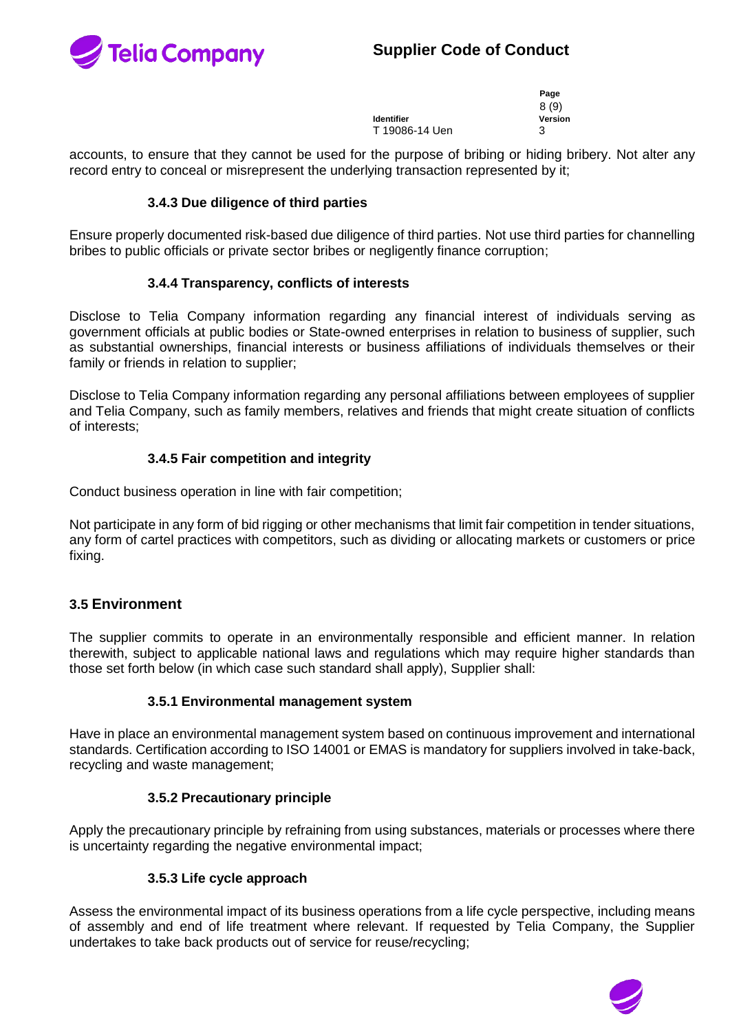accounts, to ensure that they cannot be used for the purpose of bribing or hiding bribery. Not alter any record entry to conceal or misrepresent the underlying transaction represented by it;

#### 3.4.3 Due diligence of third parties

Ensure properly documented risk-based due diligence of third parties. Not use third parties for channelling bribes to public officials or private sector bribes or negligently finance corruption;

#### 3.4.4 Transparency, conflicts of interests

Disclose to Telia Company information regarding any financial interest of individuals serving as government officials at public bodies or State-owned enterprises in relation to business of supplier, such as substantial ownerships, financial interests or business affiliations of individuals themselves or their family or friends in relation to supplier;

Disclose to Telia Company information regarding any personal affiliations between employees of supplier and Telia Company, such as family members, relatives and friends that might create situation of conflicts of interests;

#### 3.4.5 Fair competition and integrity

Conduct business operation in line with fair competition;

Not participate in any form of bid rigging or other mechanisms that limit fair competition in tender situations, any form of cartel practices with competitors, such as dividing or allocating markets or customers or price fixing.

### 3.5 Environment

The supplier commits to operate in an environmentally responsible and efficient manner. In relation therewith, subject to applicable national laws and regulations which may require higher standards than those set forth below (in which case such standard shall apply), Supplier shall:

#### 3.5.1 Environmental management system

Have in place an environmental management system based on continuous improvement and international standards. Certification according to ISO 14001 or EMAS is mandatory for suppliers involved in take-back, recycling and waste management;

#### 3.5.2 Precautionary principle

Apply the precautionary principle by refraining from using substances, materials or processes where there is uncertainty regarding the negative environmental impact;

#### 3.5.3 Life cycle approach

Assess the environmental impact of its business operations from a life cycle perspective, including means of assembly and end of life treatment where relevant. If requested by Telia Company, the Supplier undertakes to take back products out of service for reuse/recycling;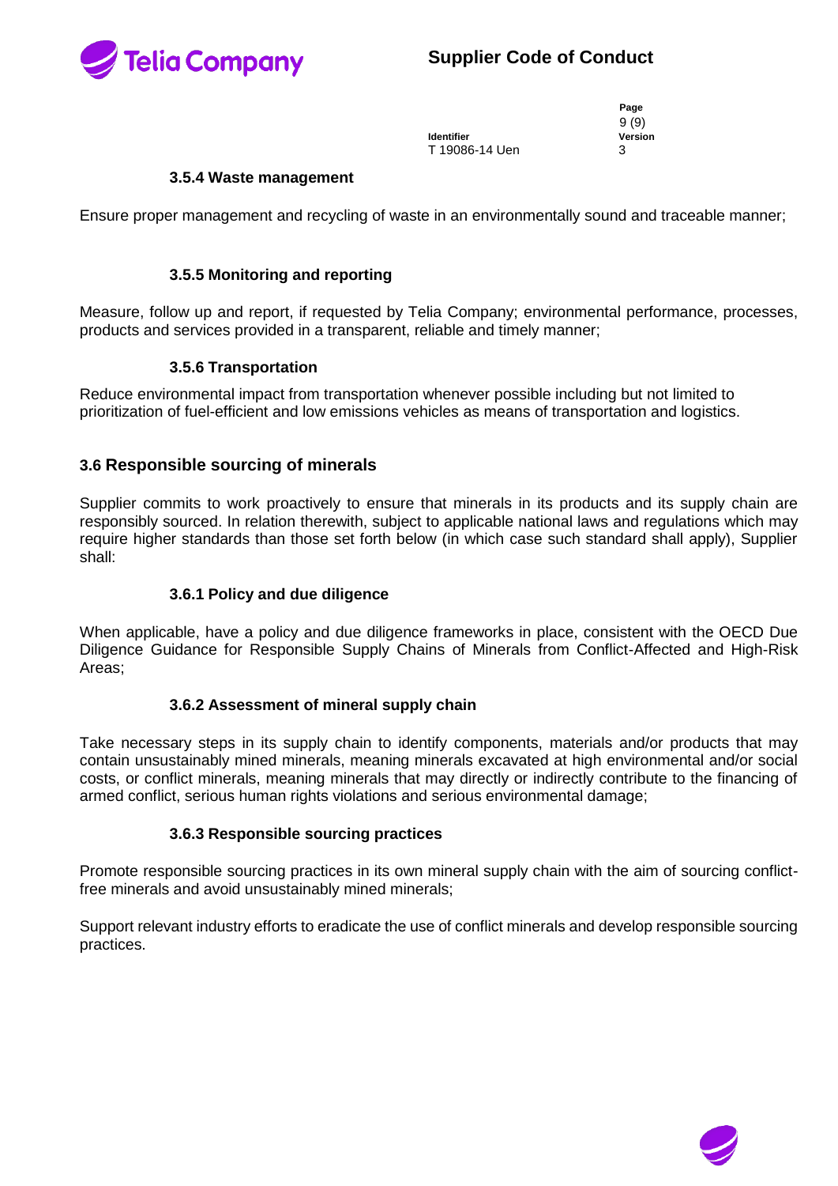#### 3.5.4 Waste management

Ensure proper management and recycling of waste in an environmentally sound and traceable manner;

#### 3.5.5 Monitoring and reporting

Measure, follow up and report, if requested by Telia Company; environmental performance, processes, products and services provided in a transparent, reliable and timely manner;

#### 3.5.6 Transportation

Reduce environmental impact from transportation whenever possible including but not limited to prioritization of fuel-efficient and low emissions vehicles as means of transportation and logistics.

### 3.6 Responsible sourcing of minerals

Supplier commits to work proactively to ensure that minerals in its products and its supply chain are responsibly sourced. In relation therewith, subject to applicable national laws and regulations which may require higher standards than those set forth below (in which case such standard shall apply), Supplier shall:

#### 3.6.1 Policy and due diligence

When applicable, have a policy and due diligence frameworks in place, consistent with the OECD Due Diligence Guidance for Responsible Supply Chains of Minerals from Conflict-Affected and High-Risk Areas;

#### 3.6.2 Assessment of mineral supply chain

Take necessary steps in its supply chain to identify components, materials and/or products that may contain unsustainably mined minerals, meaning minerals excavated at high environmental and/or social costs, or conflict minerals, meaning minerals that may directly or indirectly contribute to the financing of armed conflict, serious human rights violations and serious environmental damage;

#### 3.6.3 Responsible sourcing practices

Promote responsible sourcing practices in its own mineral supply chain with the aim of sourcing conflict-free minerals and avoid unsustainably mined minerals;

Support relevant industry efforts to eradicate the use of conflict minerals and develop responsible sourcing practices.